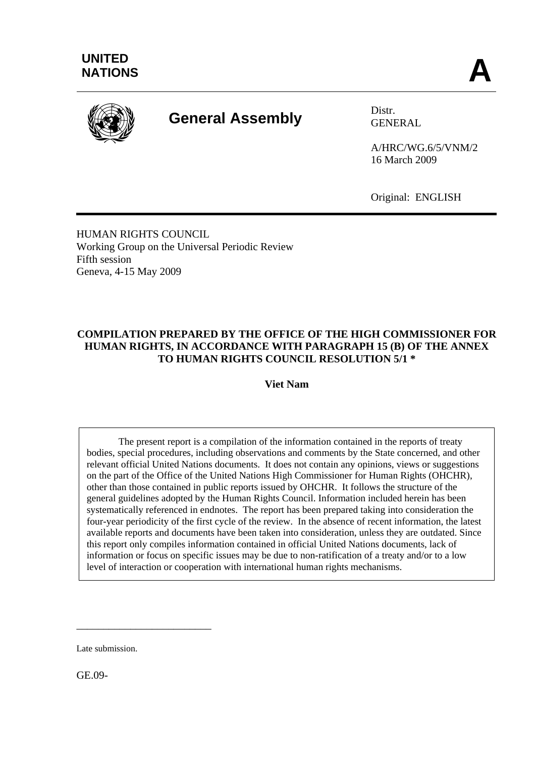UNITED NATIONS

A

**General Assembly**

Distr.
GENERAL

A/HRC/WG.6/5/VNM/2
16 March 2009

Original: ENGLISH

HUMAN RIGHTS COUNCIL
Working Group on the Universal Periodic Review
Fifth session
Geneva, 4-15 May 2009

**COMPILATION PREPARED BY THE OFFICE OF THE HIGH COMMISSIONER FOR HUMAN RIGHTS, IN ACCORDANCE WITH PARAGRAPH 15 (B) OF THE ANNEX TO HUMAN RIGHTS COUNCIL RESOLUTION 5/1 ***

**Viet Nam**

The present report is a compilation of the information contained in the reports of treaty bodies, special procedures, including observations and comments by the State concerned, and other relevant official United Nations documents. It does not contain any opinions, views or suggestions on the part of the Office of the United Nations High Commissioner for Human Rights (OHCHR), other than those contained in public reports issued by OHCHR. It follows the structure of the general guidelines adopted by the Human Rights Council. Information included herein has been systematically referenced in endnotes. The report has been prepared taking into consideration the four-year periodicity of the first cycle of the review. In the absence of recent information, the latest available reports and documents have been taken into consideration, unless they are outdated. Since this report only compiles information contained in official United Nations documents, lack of information or focus on specific issues may be due to non-ratification of a treaty and/or to a low level of interaction or cooperation with international human rights mechanisms.

---

Late submission.

GE.09-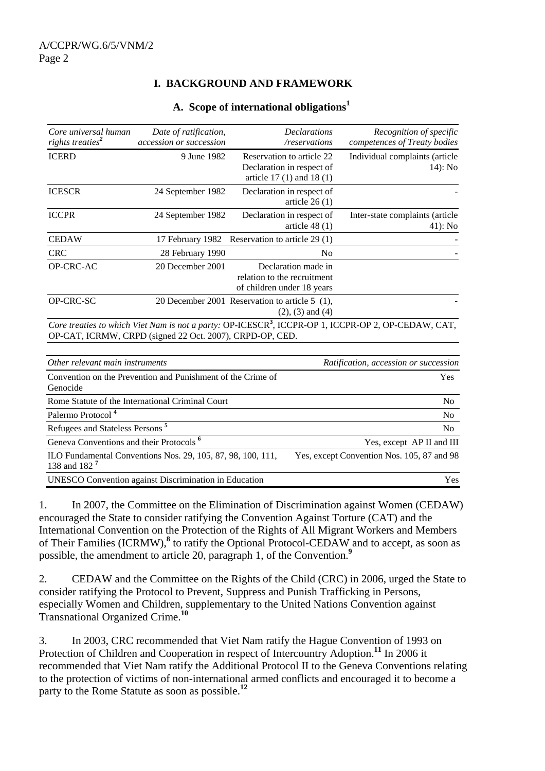# I. BACKGROUND AND FRAMEWORK

## A. Scope of international obligations[1]

| *Core universal human rights treaties*[2] | *Date of ratification, accession or succession* | *Declarations /reservations* | *Recognition of specific competences of Treaty bodies* |
|---|---|---|---|
| ICERD | 9 June 1982 | Reservation to article 22 Declaration in respect of article 17 (1) and 18 (1) | Individual complaints (article 14): No |
| ICESCR | 24 September 1982 | Declaration in respect of article 26 (1) | - |
| ICCPR | 24 September 1982 | Declaration in respect of article 48 (1) | Inter-state complaints (article 41): No |
| CEDAW | 17 February 1982 | Reservation to article 29 (1) | - |
| CRC | 28 February 1990 | No | - |
| OP-CRC-AC | 20 December 2001 | Declaration made in relation to the recruitment of children under 18 years | |
| OP-CRC-SC | 20 December 2001 | Reservation to article 5 (1), (2), (3) and (4) | - |

*Core treaties to which Viet Nam is not a party:* OP-ICESCR[3], ICCPR-OP 1, ICCPR-OP 2, OP-CEDAW, CAT, OP-CAT, ICRMW, CRPD (signed 22 Oct. 2007), CRPD-OP, CED.

| *Other relevant main instruments* | *Ratification, accession or succession* |
|---|---|
| Convention on the Prevention and Punishment of the Crime of Genocide | Yes |
| Rome Statute of the International Criminal Court | No |
| Palermo Protocol [4] | No |
| Refugees and Stateless Persons [5] | No |
| Geneva Conventions and their Protocols [6] | Yes, except AP II and III |
| ILO Fundamental Conventions Nos. 29, 105, 87, 98, 100, 111, 138 and 182 [7] | Yes, except Convention Nos. 105, 87 and 98 |
| UNESCO Convention against Discrimination in Education | Yes |

1. In 2007, the Committee on the Elimination of Discrimination against Women (CEDAW) encouraged the State to consider ratifying the Convention Against Torture (CAT) and the International Convention on the Protection of the Rights of All Migrant Workers and Members of Their Families (ICRMW),[8] to ratify the Optional Protocol-CEDAW and to accept, as soon as possible, the amendment to article 20, paragraph 1, of the Convention.[9]

2. CEDAW and the Committee on the Rights of the Child (CRC) in 2006, urged the State to consider ratifying the Protocol to Prevent, Suppress and Punish Trafficking in Persons, especially Women and Children, supplementary to the United Nations Convention against Transnational Organized Crime.[10]

3. In 2003, CRC recommended that Viet Nam ratify the Hague Convention of 1993 on Protection of Children and Cooperation in respect of Intercountry Adoption.[11] In 2006 it recommended that Viet Nam ratify the Additional Protocol II to the Geneva Conventions relating to the protection of victims of non-international armed conflicts and encouraged it to become a party to the Rome Statute as soon as possible.[12]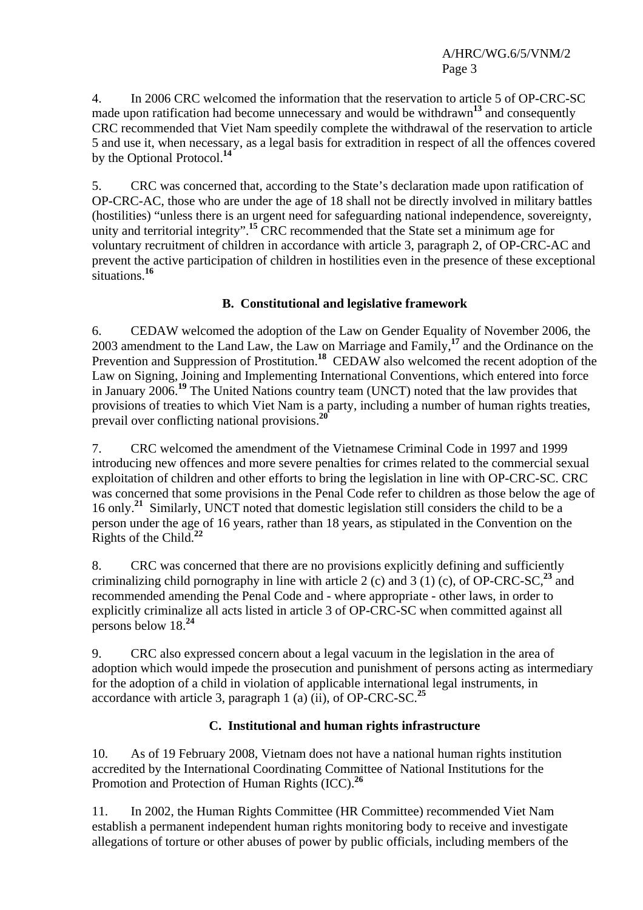4. In 2006 CRC welcomed the information that the reservation to article 5 of OP-CRC-SC made upon ratification had become unnecessary and would be withdrawn[13] and consequently CRC recommended that Viet Nam speedily complete the withdrawal of the reservation to article 5 and use it, when necessary, as a legal basis for extradition in respect of all the offences covered by the Optional Protocol.[14]

5. CRC was concerned that, according to the State's declaration made upon ratification of OP-CRC-AC, those who are under the age of 18 shall not be directly involved in military battles (hostilities) "unless there is an urgent need for safeguarding national independence, sovereignty, unity and territorial integrity".[15] CRC recommended that the State set a minimum age for voluntary recruitment of children in accordance with article 3, paragraph 2, of OP-CRC-AC and prevent the active participation of children in hostilities even in the presence of these exceptional situations.[16]

### B. Constitutional and legislative framework

6. CEDAW welcomed the adoption of the Law on Gender Equality of November 2006, the 2003 amendment to the Land Law, the Law on Marriage and Family,[17] and the Ordinance on the Prevention and Suppression of Prostitution.[18] CEDAW also welcomed the recent adoption of the Law on Signing, Joining and Implementing International Conventions, which entered into force in January 2006.[19] The United Nations country team (UNCT) noted that the law provides that provisions of treaties to which Viet Nam is a party, including a number of human rights treaties, prevail over conflicting national provisions.[20]

7. CRC welcomed the amendment of the Vietnamese Criminal Code in 1997 and 1999 introducing new offences and more severe penalties for crimes related to the commercial sexual exploitation of children and other efforts to bring the legislation in line with OP-CRC-SC. CRC was concerned that some provisions in the Penal Code refer to children as those below the age of 16 only.[21] Similarly, UNCT noted that domestic legislation still considers the child to be a person under the age of 16 years, rather than 18 years, as stipulated in the Convention on the Rights of the Child.[22]

8. CRC was concerned that there are no provisions explicitly defining and sufficiently criminalizing child pornography in line with article 2 (c) and 3 (1) (c), of OP-CRC-SC,[23] and recommended amending the Penal Code and - where appropriate - other laws, in order to explicitly criminalize all acts listed in article 3 of OP-CRC-SC when committed against all persons below 18.[24]

9. CRC also expressed concern about a legal vacuum in the legislation in the area of adoption which would impede the prosecution and punishment of persons acting as intermediary for the adoption of a child in violation of applicable international legal instruments, in accordance with article 3, paragraph 1 (a) (ii), of OP-CRC-SC.[25]

### C. Institutional and human rights infrastructure

10. As of 19 February 2008, Vietnam does not have a national human rights institution accredited by the International Coordinating Committee of National Institutions for the Promotion and Protection of Human Rights (ICC).[26]

11. In 2002, the Human Rights Committee (HR Committee) recommended Viet Nam establish a permanent independent human rights monitoring body to receive and investigate allegations of torture or other abuses of power by public officials, including members of the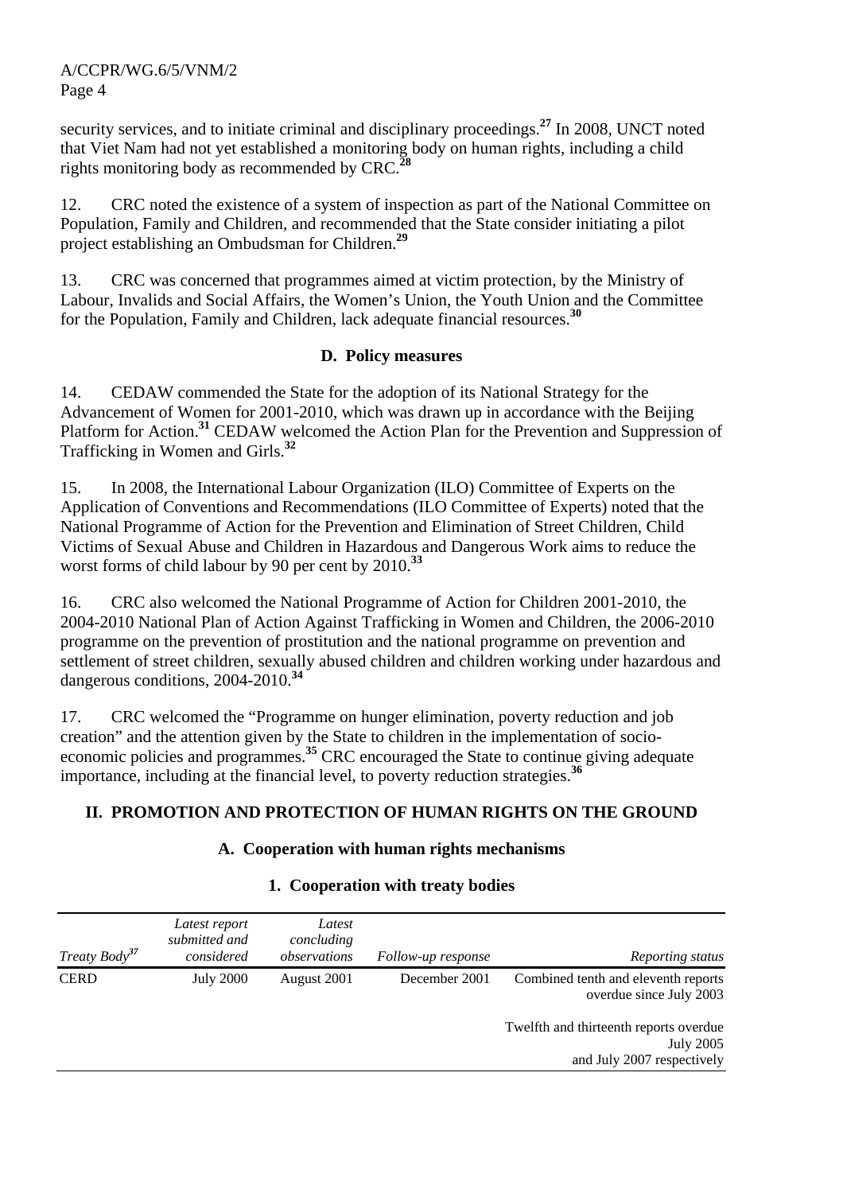security services, and to initiate criminal and disciplinary proceedings.[27] In 2008, UNCT noted that Viet Nam had not yet established a monitoring body on human rights, including a child rights monitoring body as recommended by CRC.[28]

12. CRC noted the existence of a system of inspection as part of the National Committee on Population, Family and Children, and recommended that the State consider initiating a pilot project establishing an Ombudsman for Children.[29]

13. CRC was concerned that programmes aimed at victim protection, by the Ministry of Labour, Invalids and Social Affairs, the Women's Union, the Youth Union and the Committee for the Population, Family and Children, lack adequate financial resources.[30]

### D. Policy measures

14. CEDAW commended the State for the adoption of its National Strategy for the Advancement of Women for 2001-2010, which was drawn up in accordance with the Beijing Platform for Action.[31] CEDAW welcomed the Action Plan for the Prevention and Suppression of Trafficking in Women and Girls.[32]

15. In 2008, the International Labour Organization (ILO) Committee of Experts on the Application of Conventions and Recommendations (ILO Committee of Experts) noted that the National Programme of Action for the Prevention and Elimination of Street Children, Child Victims of Sexual Abuse and Children in Hazardous and Dangerous Work aims to reduce the worst forms of child labour by 90 per cent by 2010.[33]

16. CRC also welcomed the National Programme of Action for Children 2001-2010, the 2004-2010 National Plan of Action Against Trafficking in Women and Children, the 2006-2010 programme on the prevention of prostitution and the national programme on prevention and settlement of street children, sexually abused children and children working under hazardous and dangerous conditions, 2004-2010.[34]

17. CRC welcomed the "Programme on hunger elimination, poverty reduction and job creation" and the attention given by the State to children in the implementation of socio-economic policies and programmes.[35] CRC encouraged the State to continue giving adequate importance, including at the financial level, to poverty reduction strategies.[36]

## II. PROMOTION AND PROTECTION OF HUMAN RIGHTS ON THE GROUND

### A. Cooperation with human rights mechanisms

#### 1. Cooperation with treaty bodies

| *Treaty Body*[37] | *Latest report submitted and considered* | *Latest concluding observations* | *Follow-up response* | *Reporting status* |
|---|---|---|---|---|
| CERD | July 2000 | August 2001 | December 2001 | Combined tenth and eleventh reports overdue since July 2003<br><br>Twelfth and thirteenth reports overdue July 2005 and July 2007 respectively |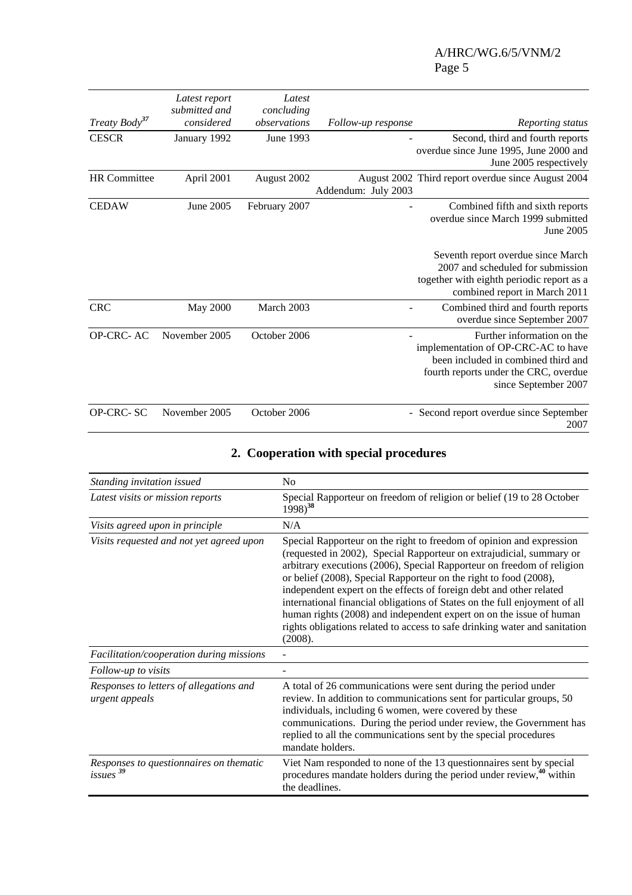| Treaty Body[37] | Latest report submitted and considered | Latest concluding observations | Follow-up response | Reporting status |
|---|---|---|---|---|
| CESCR | January 1992 | June 1993 | - | Second, third and fourth reports overdue since June 1995, June 2000 and June 2005 respectively |
| HR Committee | April 2001 | August 2002 | August 2002 Addendum: July 2003 | Third report overdue since August 2004 |
| CEDAW | June 2005 | February 2007 | - | Combined fifth and sixth reports overdue since March 1999 submitted June 2005<br><br>Seventh report overdue since March 2007 and scheduled for submission together with eighth periodic report as a combined report in March 2011 |
| CRC | May 2000 | March 2003 | - | Combined third and fourth reports overdue since September 2007 |
| OP-CRC- AC | November 2005 | October 2006 | - | Further information on the implementation of OP-CRC-AC to have been included in combined third and fourth reports under the CRC, overdue since September 2007 |
| OP-CRC- SC | November 2005 | October 2006 | - | Second report overdue since September 2007 |

## 2. Cooperation with special procedures

| | |
|---|---|
| *Standing invitation issued* | No |
| *Latest visits or mission reports* | Special Rapporteur on freedom of religion or belief (19 to 28 October 1998)[38] |
| *Visits agreed upon in principle* | N/A |
| *Visits requested and not yet agreed upon* | Special Rapporteur on the right to freedom of opinion and expression (requested in 2002), Special Rapporteur on extrajudicial, summary or arbitrary executions (2006), Special Rapporteur on freedom of religion or belief (2008), Special Rapporteur on the right to food (2008), independent expert on the effects of foreign debt and other related international financial obligations of States on the full enjoyment of all human rights (2008) and independent expert on on the issue of human rights obligations related to access to safe drinking water and sanitation (2008). |
| *Facilitation/cooperation during missions* | - |
| *Follow-up to visits* | - |
| *Responses to letters of allegations and urgent appeals* | A total of 26 communications were sent during the period under review. In addition to communications sent for particular groups, 50 individuals, including 6 women, were covered by these communications. During the period under review, the Government has replied to all the communications sent by the special procedures mandate holders. |
| *Responses to questionnaires on thematic issues*[39] | Viet Nam responded to none of the 13 questionnaires sent by special procedures mandate holders during the period under review,[40] within the deadlines. |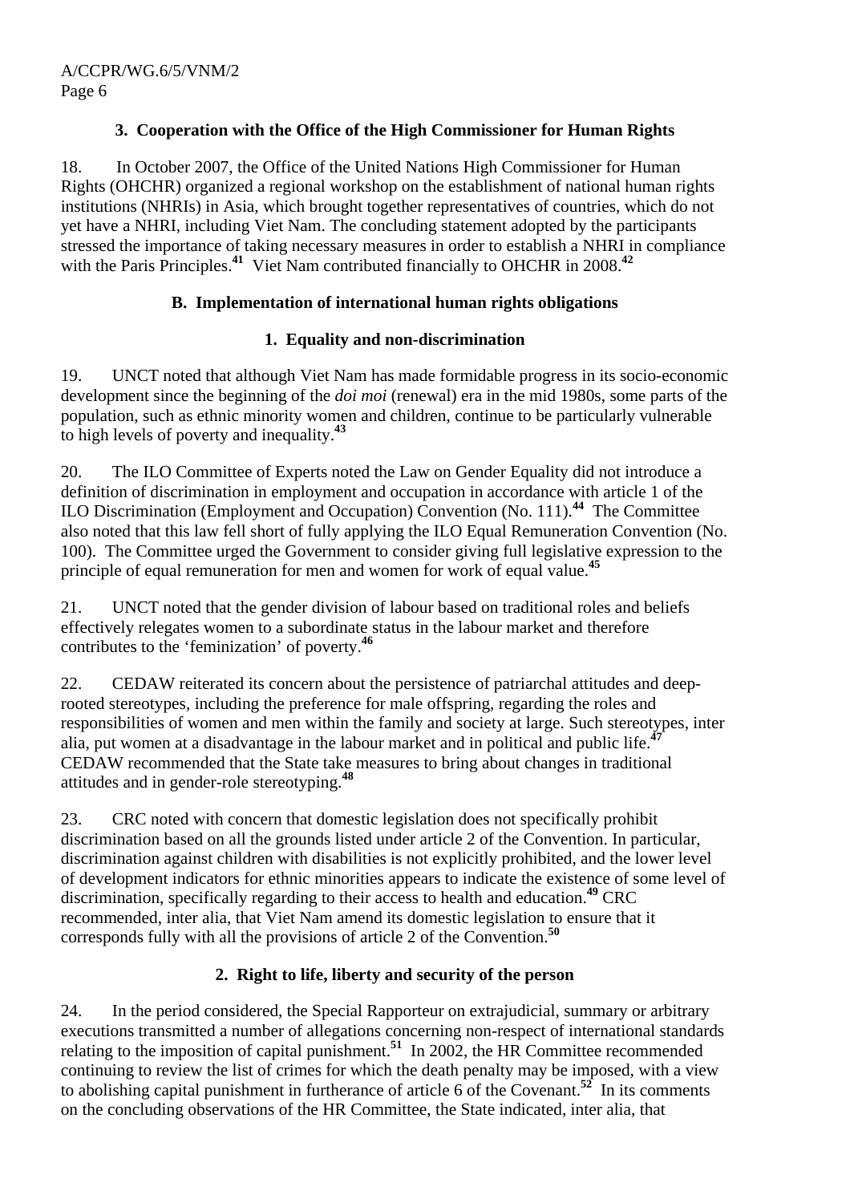### 3. Cooperation with the Office of the High Commissioner for Human Rights

18. In October 2007, the Office of the United Nations High Commissioner for Human Rights (OHCHR) organized a regional workshop on the establishment of national human rights institutions (NHRIs) in Asia, which brought together representatives of countries, which do not yet have a NHRI, including Viet Nam. The concluding statement adopted by the participants stressed the importance of taking necessary measures in order to establish a NHRI in compliance with the Paris Principles.[41] Viet Nam contributed financially to OHCHR in 2008.[42]

## B. Implementation of international human rights obligations

### 1. Equality and non-discrimination

19. UNCT noted that although Viet Nam has made formidable progress in its socio-economic development since the beginning of the *doi moi* (renewal) era in the mid 1980s, some parts of the population, such as ethnic minority women and children, continue to be particularly vulnerable to high levels of poverty and inequality.[43]

20. The ILO Committee of Experts noted the Law on Gender Equality did not introduce a definition of discrimination in employment and occupation in accordance with article 1 of the ILO Discrimination (Employment and Occupation) Convention (No. 111).[44] The Committee also noted that this law fell short of fully applying the ILO Equal Remuneration Convention (No. 100). The Committee urged the Government to consider giving full legislative expression to the principle of equal remuneration for men and women for work of equal value.[45]

21. UNCT noted that the gender division of labour based on traditional roles and beliefs effectively relegates women to a subordinate status in the labour market and therefore contributes to the 'feminization' of poverty.[46]

22. CEDAW reiterated its concern about the persistence of patriarchal attitudes and deep-rooted stereotypes, including the preference for male offspring, regarding the roles and responsibilities of women and men within the family and society at large. Such stereotypes, inter alia, put women at a disadvantage in the labour market and in political and public life.[47] CEDAW recommended that the State take measures to bring about changes in traditional attitudes and in gender-role stereotyping.[48]

23. CRC noted with concern that domestic legislation does not specifically prohibit discrimination based on all the grounds listed under article 2 of the Convention. In particular, discrimination against children with disabilities is not explicitly prohibited, and the lower level of development indicators for ethnic minorities appears to indicate the existence of some level of discrimination, specifically regarding to their access to health and education.[49] CRC recommended, inter alia, that Viet Nam amend its domestic legislation to ensure that it corresponds fully with all the provisions of article 2 of the Convention.[50]

### 2. Right to life, liberty and security of the person

24. In the period considered, the Special Rapporteur on extrajudicial, summary or arbitrary executions transmitted a number of allegations concerning non-respect of international standards relating to the imposition of capital punishment.[51] In 2002, the HR Committee recommended continuing to review the list of crimes for which the death penalty may be imposed, with a view to abolishing capital punishment in furtherance of article 6 of the Covenant.[52] In its comments on the concluding observations of the HR Committee, the State indicated, inter alia, that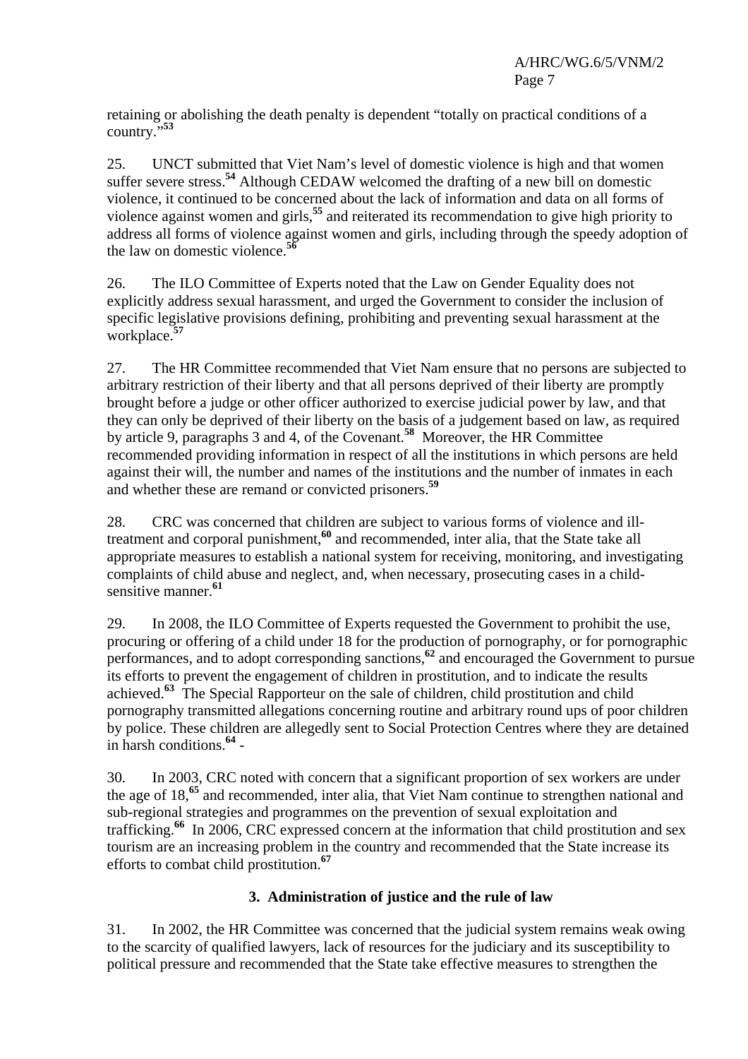retaining or abolishing the death penalty is dependent "totally on practical conditions of a country."[53]

25. UNCT submitted that Viet Nam's level of domestic violence is high and that women suffer severe stress.[54] Although CEDAW welcomed the drafting of a new bill on domestic violence, it continued to be concerned about the lack of information and data on all forms of violence against women and girls,[55] and reiterated its recommendation to give high priority to address all forms of violence against women and girls, including through the speedy adoption of the law on domestic violence.[56]

26. The ILO Committee of Experts noted that the Law on Gender Equality does not explicitly address sexual harassment, and urged the Government to consider the inclusion of specific legislative provisions defining, prohibiting and preventing sexual harassment at the workplace.[57]

27. The HR Committee recommended that Viet Nam ensure that no persons are subjected to arbitrary restriction of their liberty and that all persons deprived of their liberty are promptly brought before a judge or other officer authorized to exercise judicial power by law, and that they can only be deprived of their liberty on the basis of a judgement based on law, as required by article 9, paragraphs 3 and 4, of the Covenant.[58] Moreover, the HR Committee recommended providing information in respect of all the institutions in which persons are held against their will, the number and names of the institutions and the number of inmates in each and whether these are remand or convicted prisoners.[59]

28. CRC was concerned that children are subject to various forms of violence and ill-treatment and corporal punishment,[60] and recommended, inter alia, that the State take all appropriate measures to establish a national system for receiving, monitoring, and investigating complaints of child abuse and neglect, and, when necessary, prosecuting cases in a child-sensitive manner.[61]

29. In 2008, the ILO Committee of Experts requested the Government to prohibit the use, procuring or offering of a child under 18 for the production of pornography, or for pornographic performances, and to adopt corresponding sanctions,[62] and encouraged the Government to pursue its efforts to prevent the engagement of children in prostitution, and to indicate the results achieved.[63] The Special Rapporteur on the sale of children, child prostitution and child pornography transmitted allegations concerning routine and arbitrary round ups of poor children by police. These children are allegedly sent to Social Protection Centres where they are detained in harsh conditions.[64] -

30. In 2003, CRC noted with concern that a significant proportion of sex workers are under the age of 18,[65] and recommended, inter alia, that Viet Nam continue to strengthen national and sub-regional strategies and programmes on the prevention of sexual exploitation and trafficking.[66] In 2006, CRC expressed concern at the information that child prostitution and sex tourism are an increasing problem in the country and recommended that the State increase its efforts to combat child prostitution.[67]

### 3. Administration of justice and the rule of law

31. In 2002, the HR Committee was concerned that the judicial system remains weak owing to the scarcity of qualified lawyers, lack of resources for the judiciary and its susceptibility to political pressure and recommended that the State take effective measures to strengthen the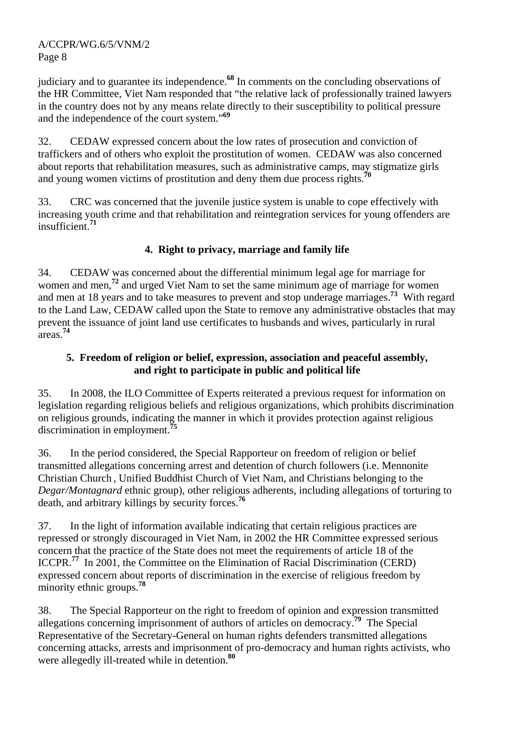judiciary and to guarantee its independence.[68] In comments on the concluding observations of the HR Committee, Viet Nam responded that "the relative lack of professionally trained lawyers in the country does not by any means relate directly to their susceptibility to political pressure and the independence of the court system."[69]

32. CEDAW expressed concern about the low rates of prosecution and conviction of traffickers and of others who exploit the prostitution of women. CEDAW was also concerned about reports that rehabilitation measures, such as administrative camps, may stigmatize girls and young women victims of prostitution and deny them due process rights.[70]

33. CRC was concerned that the juvenile justice system is unable to cope effectively with increasing youth crime and that rehabilitation and reintegration services for young offenders are insufficient.[71]

### 4. Right to privacy, marriage and family life

34. CEDAW was concerned about the differential minimum legal age for marriage for women and men,[72] and urged Viet Nam to set the same minimum age of marriage for women and men at 18 years and to take measures to prevent and stop underage marriages.[73] With regard to the Land Law, CEDAW called upon the State to remove any administrative obstacles that may prevent the issuance of joint land use certificates to husbands and wives, particularly in rural areas.[74]

### 5. Freedom of religion or belief, expression, association and peaceful assembly, and right to participate in public and political life

35. In 2008, the ILO Committee of Experts reiterated a previous request for information on legislation regarding religious beliefs and religious organizations, which prohibits discrimination on religious grounds, indicating the manner in which it provides protection against religious discrimination in employment.[75]

36. In the period considered, the Special Rapporteur on freedom of religion or belief transmitted allegations concerning arrest and detention of church followers (i.e. Mennonite Christian Church, Unified Buddhist Church of Viet Nam, and Christians belonging to the *Degar/Montagnard* ethnic group), other religious adherents, including allegations of torturing to death, and arbitrary killings by security forces.[76]

37. In the light of information available indicating that certain religious practices are repressed or strongly discouraged in Viet Nam, in 2002 the HR Committee expressed serious concern that the practice of the State does not meet the requirements of article 18 of the ICCPR.[77] In 2001, the Committee on the Elimination of Racial Discrimination (CERD) expressed concern about reports of discrimination in the exercise of religious freedom by minority ethnic groups.[78]

38. The Special Rapporteur on the right to freedom of opinion and expression transmitted allegations concerning imprisonment of authors of articles on democracy.[79] The Special Representative of the Secretary-General on human rights defenders transmitted allegations concerning attacks, arrests and imprisonment of pro-democracy and human rights activists, who were allegedly ill-treated while in detention.[80]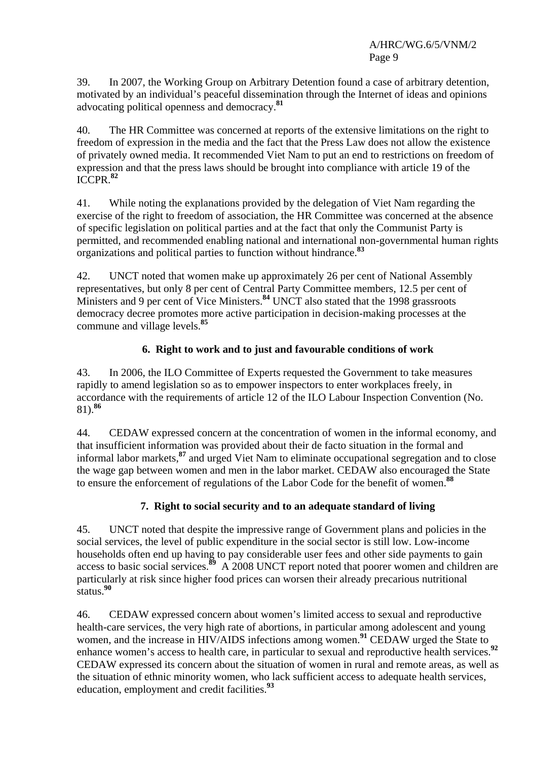39. In 2007, the Working Group on Arbitrary Detention found a case of arbitrary detention, motivated by an individual's peaceful dissemination through the Internet of ideas and opinions advocating political openness and democracy.[81]

40. The HR Committee was concerned at reports of the extensive limitations on the right to freedom of expression in the media and the fact that the Press Law does not allow the existence of privately owned media. It recommended Viet Nam to put an end to restrictions on freedom of expression and that the press laws should be brought into compliance with article 19 of the ICCPR.[82]

41. While noting the explanations provided by the delegation of Viet Nam regarding the exercise of the right to freedom of association, the HR Committee was concerned at the absence of specific legislation on political parties and at the fact that only the Communist Party is permitted, and recommended enabling national and international non-governmental human rights organizations and political parties to function without hindrance.[83]

42. UNCT noted that women make up approximately 26 per cent of National Assembly representatives, but only 8 per cent of Central Party Committee members, 12.5 per cent of Ministers and 9 per cent of Vice Ministers.[84] UNCT also stated that the 1998 grassroots democracy decree promotes more active participation in decision-making processes at the commune and village levels.[85]

### 6. Right to work and to just and favourable conditions of work

43. In 2006, the ILO Committee of Experts requested the Government to take measures rapidly to amend legislation so as to empower inspectors to enter workplaces freely, in accordance with the requirements of article 12 of the ILO Labour Inspection Convention (No. 81).[86]

44. CEDAW expressed concern at the concentration of women in the informal economy, and that insufficient information was provided about their de facto situation in the formal and informal labor markets,[87] and urged Viet Nam to eliminate occupational segregation and to close the wage gap between women and men in the labor market. CEDAW also encouraged the State to ensure the enforcement of regulations of the Labor Code for the benefit of women.[88]

### 7. Right to social security and to an adequate standard of living

45. UNCT noted that despite the impressive range of Government plans and policies in the social services, the level of public expenditure in the social sector is still low. Low-income households often end up having to pay considerable user fees and other side payments to gain access to basic social services.[89] A 2008 UNCT report noted that poorer women and children are particularly at risk since higher food prices can worsen their already precarious nutritional status.[90]

46. CEDAW expressed concern about women's limited access to sexual and reproductive health-care services, the very high rate of abortions, in particular among adolescent and young women, and the increase in HIV/AIDS infections among women.[91] CEDAW urged the State to enhance women's access to health care, in particular to sexual and reproductive health services.[92] CEDAW expressed its concern about the situation of women in rural and remote areas, as well as the situation of ethnic minority women, who lack sufficient access to adequate health services, education, employment and credit facilities.[93]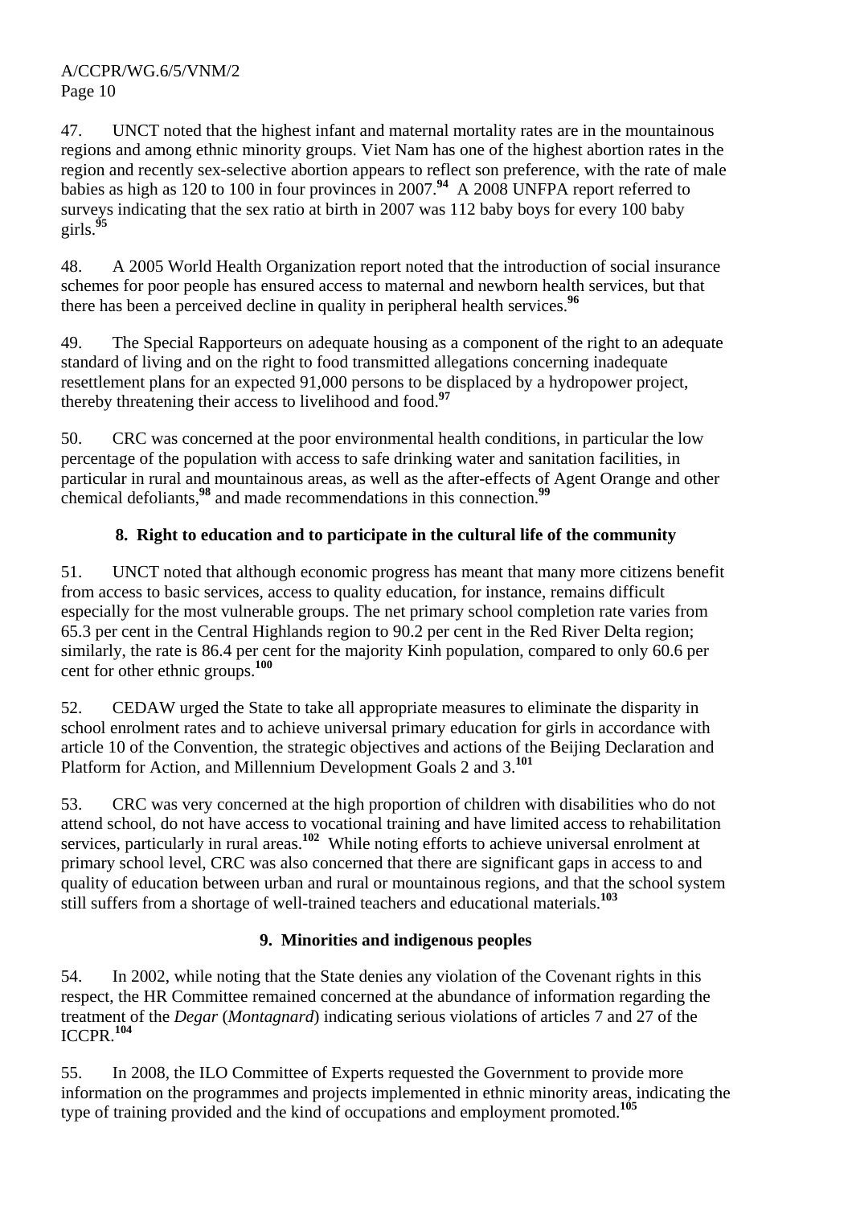47. UNCT noted that the highest infant and maternal mortality rates are in the mountainous regions and among ethnic minority groups. Viet Nam has one of the highest abortion rates in the region and recently sex-selective abortion appears to reflect son preference, with the rate of male babies as high as 120 to 100 in four provinces in 2007.[94] A 2008 UNFPA report referred to surveys indicating that the sex ratio at birth in 2007 was 112 baby boys for every 100 baby girls.[95]

48. A 2005 World Health Organization report noted that the introduction of social insurance schemes for poor people has ensured access to maternal and newborn health services, but that there has been a perceived decline in quality in peripheral health services.[96]

49. The Special Rapporteurs on adequate housing as a component of the right to an adequate standard of living and on the right to food transmitted allegations concerning inadequate resettlement plans for an expected 91,000 persons to be displaced by a hydropower project, thereby threatening their access to livelihood and food.[97]

50. CRC was concerned at the poor environmental health conditions, in particular the low percentage of the population with access to safe drinking water and sanitation facilities, in particular in rural and mountainous areas, as well as the after-effects of Agent Orange and other chemical defoliants,[98] and made recommendations in this connection.[99]

### 8. Right to education and to participate in the cultural life of the community

51. UNCT noted that although economic progress has meant that many more citizens benefit from access to basic services, access to quality education, for instance, remains difficult especially for the most vulnerable groups. The net primary school completion rate varies from 65.3 per cent in the Central Highlands region to 90.2 per cent in the Red River Delta region; similarly, the rate is 86.4 per cent for the majority Kinh population, compared to only 60.6 per cent for other ethnic groups.[100]

52. CEDAW urged the State to take all appropriate measures to eliminate the disparity in school enrolment rates and to achieve universal primary education for girls in accordance with article 10 of the Convention, the strategic objectives and actions of the Beijing Declaration and Platform for Action, and Millennium Development Goals 2 and 3.[101]

53. CRC was very concerned at the high proportion of children with disabilities who do not attend school, do not have access to vocational training and have limited access to rehabilitation services, particularly in rural areas.[102] While noting efforts to achieve universal enrolment at primary school level, CRC was also concerned that there are significant gaps in access to and quality of education between urban and rural or mountainous regions, and that the school system still suffers from a shortage of well-trained teachers and educational materials.[103]

### 9. Minorities and indigenous peoples

54. In 2002, while noting that the State denies any violation of the Covenant rights in this respect, the HR Committee remained concerned at the abundance of information regarding the treatment of the *Degar* (*Montagnard*) indicating serious violations of articles 7 and 27 of the ICCPR.[104]

55. In 2008, the ILO Committee of Experts requested the Government to provide more information on the programmes and projects implemented in ethnic minority areas, indicating the type of training provided and the kind of occupations and employment promoted.[105]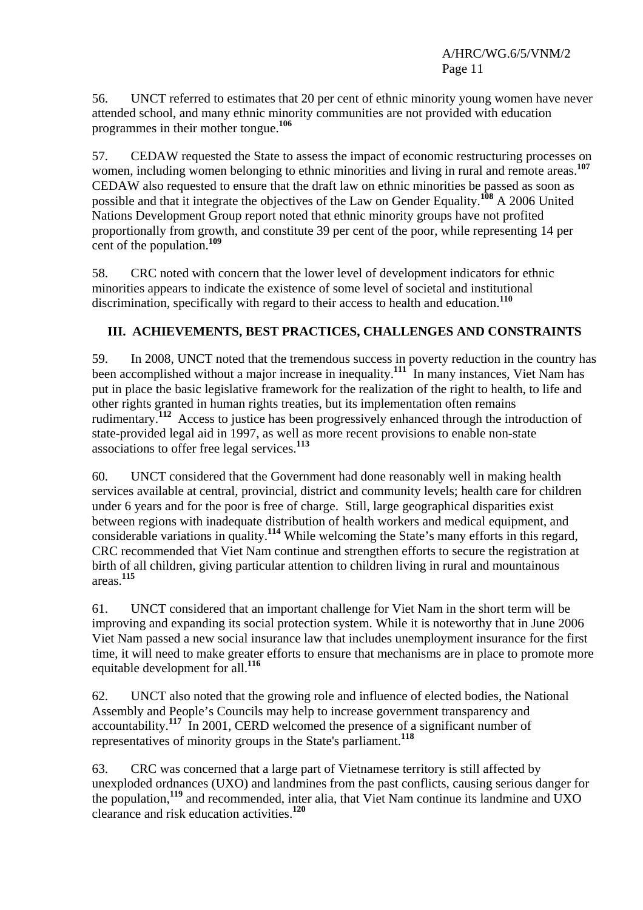56. UNCT referred to estimates that 20 per cent of ethnic minority young women have never attended school, and many ethnic minority communities are not provided with education programmes in their mother tongue.[106]

57. CEDAW requested the State to assess the impact of economic restructuring processes on women, including women belonging to ethnic minorities and living in rural and remote areas.[107] CEDAW also requested to ensure that the draft law on ethnic minorities be passed as soon as possible and that it integrate the objectives of the Law on Gender Equality.[108] A 2006 United Nations Development Group report noted that ethnic minority groups have not profited proportionally from growth, and constitute 39 per cent of the poor, while representing 14 per cent of the population.[109]

58. CRC noted with concern that the lower level of development indicators for ethnic minorities appears to indicate the existence of some level of societal and institutional discrimination, specifically with regard to their access to health and education.[110]

## III. ACHIEVEMENTS, BEST PRACTICES, CHALLENGES AND CONSTRAINTS

59. In 2008, UNCT noted that the tremendous success in poverty reduction in the country has been accomplished without a major increase in inequality.[111] In many instances, Viet Nam has put in place the basic legislative framework for the realization of the right to health, to life and other rights granted in human rights treaties, but its implementation often remains rudimentary.[112] Access to justice has been progressively enhanced through the introduction of state-provided legal aid in 1997, as well as more recent provisions to enable non-state associations to offer free legal services.[113]

60. UNCT considered that the Government had done reasonably well in making health services available at central, provincial, district and community levels; health care for children under 6 years and for the poor is free of charge. Still, large geographical disparities exist between regions with inadequate distribution of health workers and medical equipment, and considerable variations in quality.[114] While welcoming the State's many efforts in this regard, CRC recommended that Viet Nam continue and strengthen efforts to secure the registration at birth of all children, giving particular attention to children living in rural and mountainous areas.[115]

61. UNCT considered that an important challenge for Viet Nam in the short term will be improving and expanding its social protection system. While it is noteworthy that in June 2006 Viet Nam passed a new social insurance law that includes unemployment insurance for the first time, it will need to make greater efforts to ensure that mechanisms are in place to promote more equitable development for all.[116]

62. UNCT also noted that the growing role and influence of elected bodies, the National Assembly and People's Councils may help to increase government transparency and accountability.[117] In 2001, CERD welcomed the presence of a significant number of representatives of minority groups in the State's parliament.[118]

63. CRC was concerned that a large part of Vietnamese territory is still affected by unexploded ordnances (UXO) and landmines from the past conflicts, causing serious danger for the population,[119] and recommended, inter alia, that Viet Nam continue its landmine and UXO clearance and risk education activities.[120]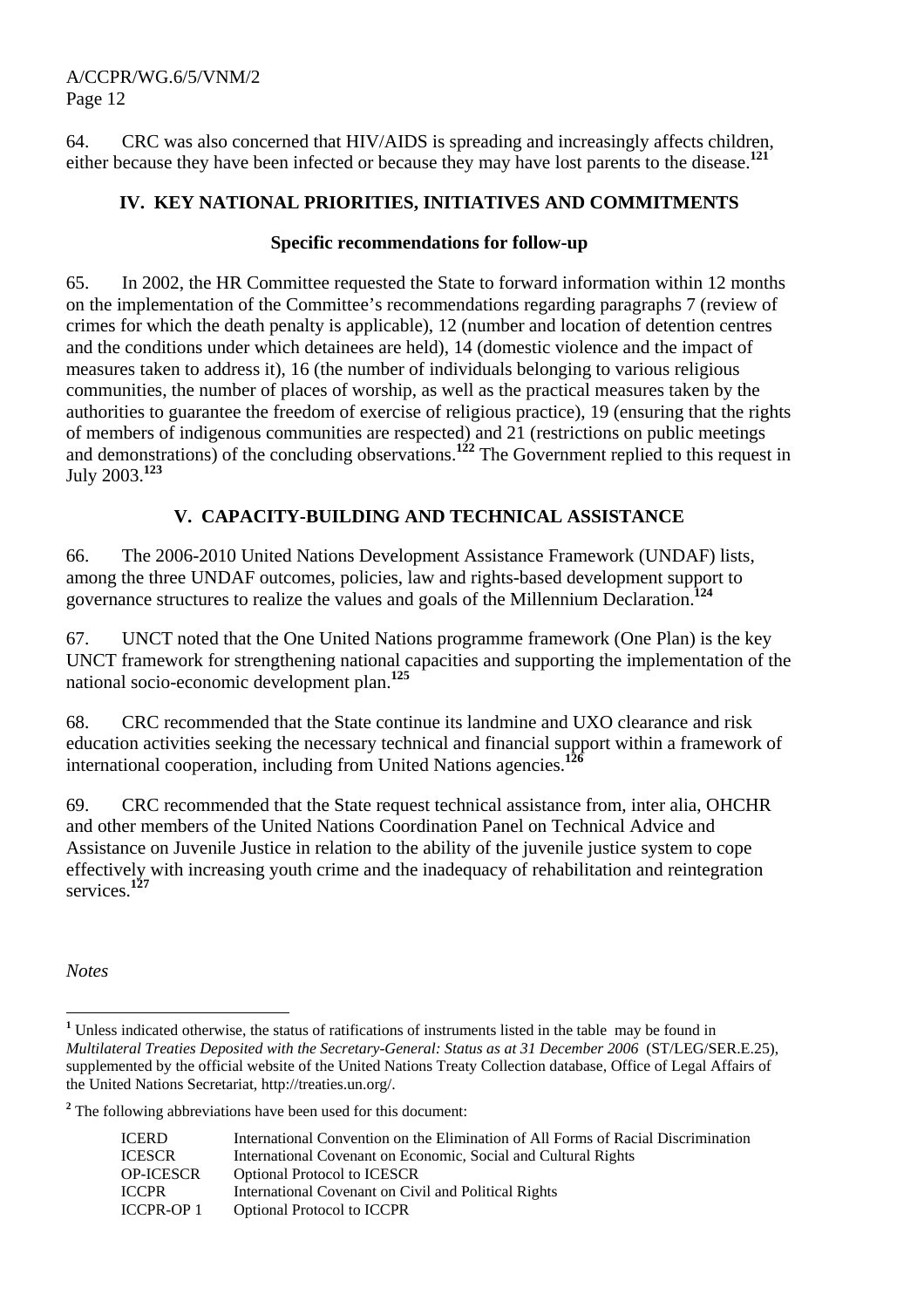64. CRC was also concerned that HIV/AIDS is spreading and increasingly affects children, either because they have been infected or because they may have lost parents to the disease.[121]

## IV. KEY NATIONAL PRIORITIES, INITIATIVES AND COMMITMENTS

### Specific recommendations for follow-up

65. In 2002, the HR Committee requested the State to forward information within 12 months on the implementation of the Committee's recommendations regarding paragraphs 7 (review of crimes for which the death penalty is applicable), 12 (number and location of detention centres and the conditions under which detainees are held), 14 (domestic violence and the impact of measures taken to address it), 16 (the number of individuals belonging to various religious communities, the number of places of worship, as well as the practical measures taken by the authorities to guarantee the freedom of exercise of religious practice), 19 (ensuring that the rights of members of indigenous communities are respected) and 21 (restrictions on public meetings and demonstrations) of the concluding observations.[122] The Government replied to this request in July 2003.[123]

## V. CAPACITY-BUILDING AND TECHNICAL ASSISTANCE

66. The 2006-2010 United Nations Development Assistance Framework (UNDAF) lists, among the three UNDAF outcomes, policies, law and rights-based development support to governance structures to realize the values and goals of the Millennium Declaration.[124]

67. UNCT noted that the One United Nations programme framework (One Plan) is the key UNCT framework for strengthening national capacities and supporting the implementation of the national socio-economic development plan.[125]

68. CRC recommended that the State continue its landmine and UXO clearance and risk education activities seeking the necessary technical and financial support within a framework of international cooperation, including from United Nations agencies.[126]

69. CRC recommended that the State request technical assistance from, inter alia, OHCHR and other members of the United Nations Coordination Panel on Technical Advice and Assistance on Juvenile Justice in relation to the ability of the juvenile justice system to cope effectively with increasing youth crime and the inadequacy of rehabilitation and reintegration services.[127]

*Notes*

[1] Unless indicated otherwise, the status of ratifications of instruments listed in the table may be found in *Multilateral Treaties Deposited with the Secretary-General: Status as at 31 December 2006* (ST/LEG/SER.E.25), supplemented by the official website of the United Nations Treaty Collection database, Office of Legal Affairs of the United Nations Secretariat, http://treaties.un.org/.

[2] The following abbreviations have been used for this document:

| | |
|---|---|
| ICERD | International Convention on the Elimination of All Forms of Racial Discrimination |
| ICESCR | International Covenant on Economic, Social and Cultural Rights |
| OP-ICESCR | Optional Protocol to ICESCR |
| ICCPR | International Covenant on Civil and Political Rights |
| ICCPR-OP 1 | Optional Protocol to ICCPR |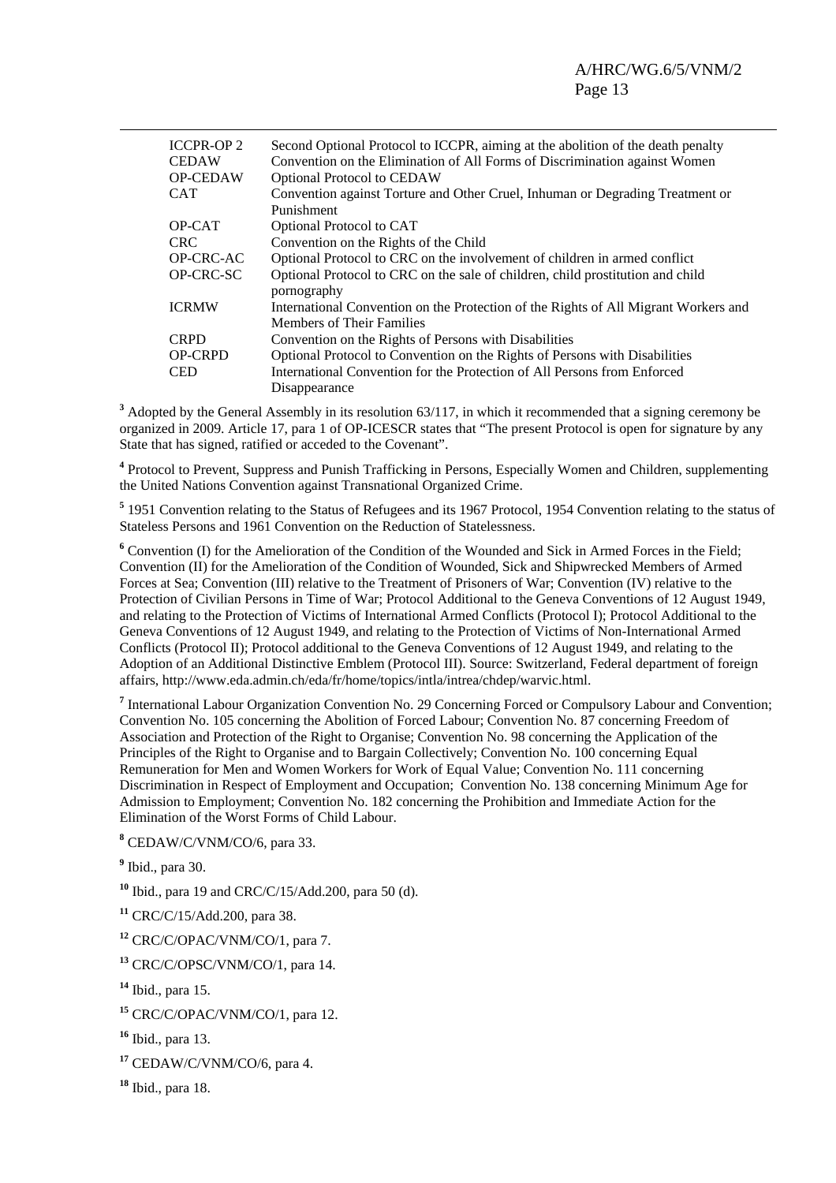| | |
|---|---|
| ICCPR-OP 2 | Second Optional Protocol to ICCPR, aiming at the abolition of the death penalty |
| CEDAW | Convention on the Elimination of All Forms of Discrimination against Women |
| OP-CEDAW | Optional Protocol to CEDAW |
| CAT | Convention against Torture and Other Cruel, Inhuman or Degrading Treatment or Punishment |
| OP-CAT | Optional Protocol to CAT |
| CRC | Convention on the Rights of the Child |
| OP-CRC-AC | Optional Protocol to CRC on the involvement of children in armed conflict |
| OP-CRC-SC | Optional Protocol to CRC on the sale of children, child prostitution and child pornography |
| ICRMW | International Convention on the Protection of the Rights of All Migrant Workers and Members of Their Families |
| CRPD | Convention on the Rights of Persons with Disabilities |
| OP-CRPD | Optional Protocol to Convention on the Rights of Persons with Disabilities |
| CED | International Convention for the Protection of All Persons from Enforced Disappearance |

[3] Adopted by the General Assembly in its resolution 63/117, in which it recommended that a signing ceremony be organized in 2009. Article 17, para 1 of OP-ICESCR states that "The present Protocol is open for signature by any State that has signed, ratified or acceded to the Covenant".

[4] Protocol to Prevent, Suppress and Punish Trafficking in Persons, Especially Women and Children, supplementing the United Nations Convention against Transnational Organized Crime.

[5] 1951 Convention relating to the Status of Refugees and its 1967 Protocol, 1954 Convention relating to the status of Stateless Persons and 1961 Convention on the Reduction of Statelessness.

[6] Convention (I) for the Amelioration of the Condition of the Wounded and Sick in Armed Forces in the Field; Convention (II) for the Amelioration of the Condition of Wounded, Sick and Shipwrecked Members of Armed Forces at Sea; Convention (III) relative to the Treatment of Prisoners of War; Convention (IV) relative to the Protection of Civilian Persons in Time of War; Protocol Additional to the Geneva Conventions of 12 August 1949, and relating to the Protection of Victims of International Armed Conflicts (Protocol I); Protocol Additional to the Geneva Conventions of 12 August 1949, and relating to the Protection of Victims of Non-International Armed Conflicts (Protocol II); Protocol additional to the Geneva Conventions of 12 August 1949, and relating to the Adoption of an Additional Distinctive Emblem (Protocol III). Source: Switzerland, Federal department of foreign affairs, http://www.eda.admin.ch/eda/fr/home/topics/intla/intrea/chdep/warvic.html.

[7] International Labour Organization Convention No. 29 Concerning Forced or Compulsory Labour and Convention; Convention No. 105 concerning the Abolition of Forced Labour; Convention No. 87 concerning Freedom of Association and Protection of the Right to Organise; Convention No. 98 concerning the Application of the Principles of the Right to Organise and to Bargain Collectively; Convention No. 100 concerning Equal Remuneration for Men and Women Workers for Work of Equal Value; Convention No. 111 concerning Discrimination in Respect of Employment and Occupation; Convention No. 138 concerning Minimum Age for Admission to Employment; Convention No. 182 concerning the Prohibition and Immediate Action for the Elimination of the Worst Forms of Child Labour.

[8] CEDAW/C/VNM/CO/6, para 33.

[9] Ibid., para 30.

[10] Ibid., para 19 and CRC/C/15/Add.200, para 50 (d).

[11] CRC/C/15/Add.200, para 38.

[12] CRC/C/OPAC/VNM/CO/1, para 7.

[13] CRC/C/OPSC/VNM/CO/1, para 14.

[14] Ibid., para 15.

[15] CRC/C/OPAC/VNM/CO/1, para 12.

[16] Ibid., para 13.

[17] CEDAW/C/VNM/CO/6, para 4.

[18] Ibid., para 18.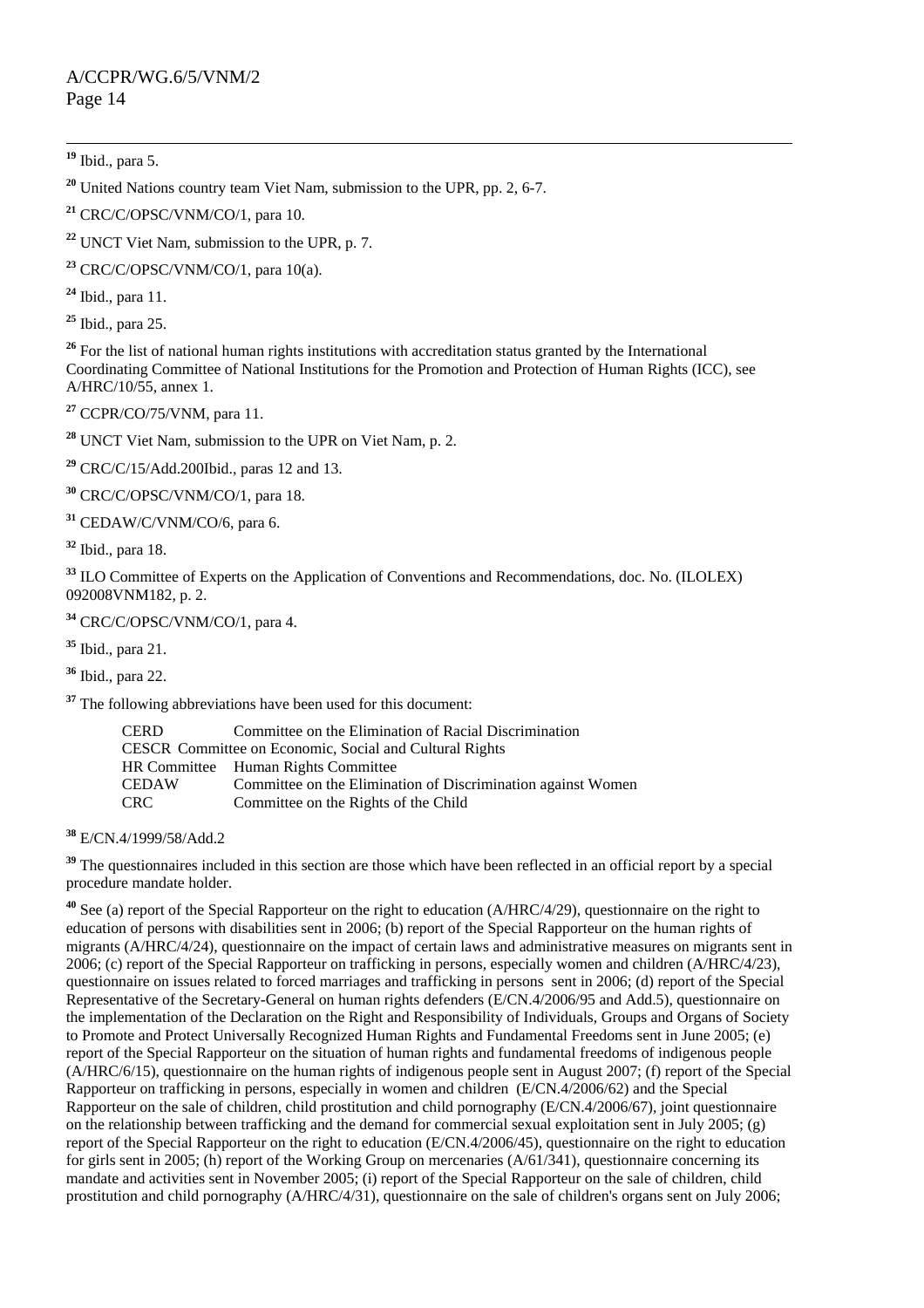[19] Ibid., para 5.

[20] United Nations country team Viet Nam, submission to the UPR, pp. 2, 6-7.

[21] CRC/C/OPSC/VNM/CO/1, para 10.

[22] UNCT Viet Nam, submission to the UPR, p. 7.

[23] CRC/C/OPSC/VNM/CO/1, para 10(a).

[24] Ibid., para 11.

[25] Ibid., para 25.

[26] For the list of national human rights institutions with accreditation status granted by the International Coordinating Committee of National Institutions for the Promotion and Protection of Human Rights (ICC), see A/HRC/10/55, annex 1.

[27] CCPR/CO/75/VNM, para 11.

[28] UNCT Viet Nam, submission to the UPR on Viet Nam, p. 2.

[29] CRC/C/15/Add.200Ibid., paras 12 and 13.

[30] CRC/C/OPSC/VNM/CO/1, para 18.

[31] CEDAW/C/VNM/CO/6, para 6.

[32] Ibid., para 18.

[33] ILO Committee of Experts on the Application of Conventions and Recommendations, doc. No. (ILOLEX) 092008VNM182, p. 2.

[34] CRC/C/OPSC/VNM/CO/1, para 4.

[35] Ibid., para 21.

[36] Ibid., para 22.

[37] The following abbreviations have been used for this document:

| | |
|---|---|
| CERD | Committee on the Elimination of Racial Discrimination |
| CESCR | Committee on Economic, Social and Cultural Rights |
| HR Committee | Human Rights Committee |
| CEDAW | Committee on the Elimination of Discrimination against Women |
| CRC | Committee on the Rights of the Child |

[38] E/CN.4/1999/58/Add.2

[39] The questionnaires included in this section are those which have been reflected in an official report by a special procedure mandate holder.

[40] See (a) report of the Special Rapporteur on the right to education (A/HRC/4/29), questionnaire on the right to education of persons with disabilities sent in 2006; (b) report of the Special Rapporteur on the human rights of migrants (A/HRC/4/24), questionnaire on the impact of certain laws and administrative measures on migrants sent in 2006; (c) report of the Special Rapporteur on trafficking in persons, especially women and children (A/HRC/4/23), questionnaire on issues related to forced marriages and trafficking in persons sent in 2006; (d) report of the Special Representative of the Secretary-General on human rights defenders (E/CN.4/2006/95 and Add.5), questionnaire on the implementation of the Declaration on the Right and Responsibility of Individuals, Groups and Organs of Society to Promote and Protect Universally Recognized Human Rights and Fundamental Freedoms sent in June 2005; (e) report of the Special Rapporteur on the situation of human rights and fundamental freedoms of indigenous people (A/HRC/6/15), questionnaire on the human rights of indigenous people sent in August 2007; (f) report of the Special Rapporteur on trafficking in persons, especially in women and children (E/CN.4/2006/62) and the Special Rapporteur on the sale of children, child prostitution and child pornography (E/CN.4/2006/67), joint questionnaire on the relationship between trafficking and the demand for commercial sexual exploitation sent in July 2005; (g) report of the Special Rapporteur on the right to education (E/CN.4/2006/45), questionnaire on the right to education for girls sent in 2005; (h) report of the Working Group on mercenaries (A/61/341), questionnaire concerning its mandate and activities sent in November 2005; (i) report of the Special Rapporteur on the sale of children, child prostitution and child pornography (A/HRC/4/31), questionnaire on the sale of children's organs sent on July 2006;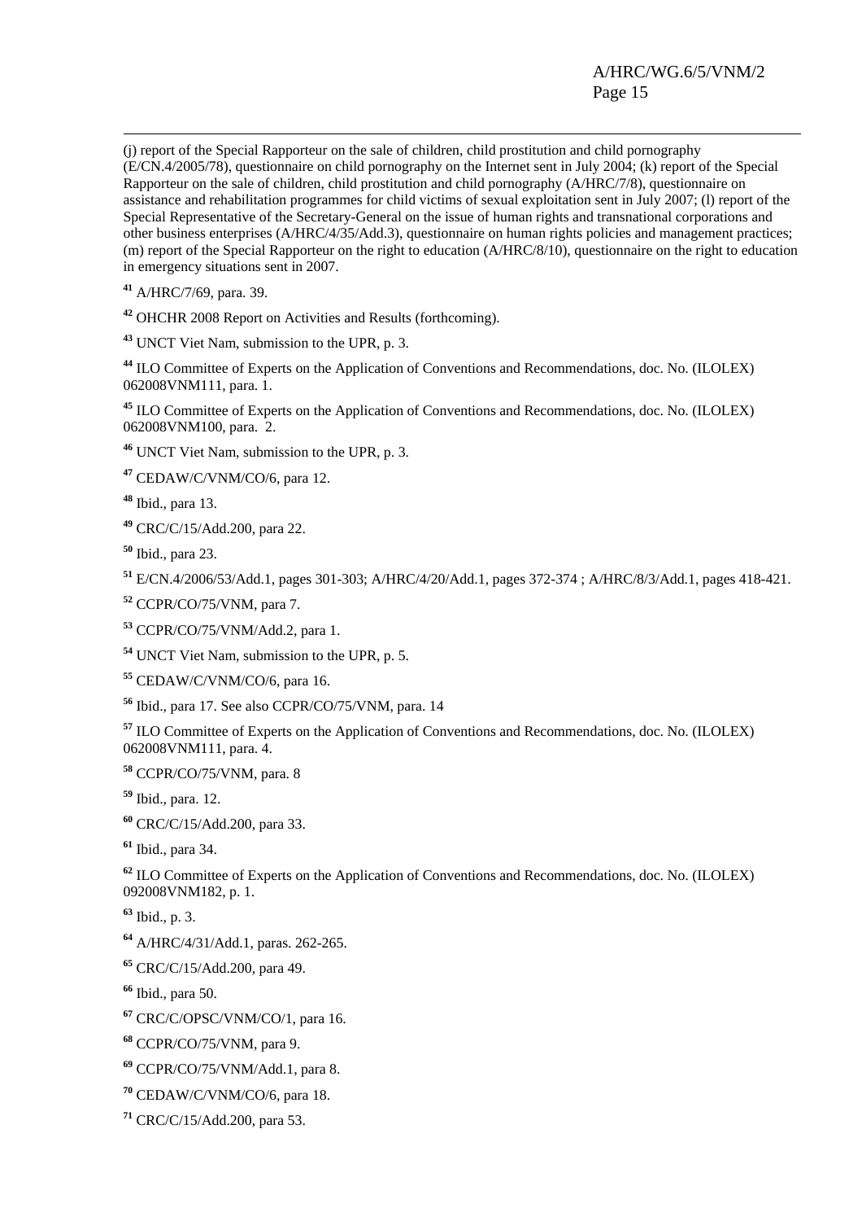(j) report of the Special Rapporteur on the sale of children, child prostitution and child pornography (E/CN.4/2005/78), questionnaire on child pornography on the Internet sent in July 2004; (k) report of the Special Rapporteur on the sale of children, child prostitution and child pornography (A/HRC/7/8), questionnaire on assistance and rehabilitation programmes for child victims of sexual exploitation sent in July 2007; (l) report of the Special Representative of the Secretary-General on the issue of human rights and transnational corporations and other business enterprises (A/HRC/4/35/Add.3), questionnaire on human rights policies and management practices; (m) report of the Special Rapporteur on the right to education (A/HRC/8/10), questionnaire on the right to education in emergency situations sent in 2007.

[41] A/HRC/7/69, para. 39.

[42] OHCHR 2008 Report on Activities and Results (forthcoming).

[43] UNCT Viet Nam, submission to the UPR, p. 3.

[44] ILO Committee of Experts on the Application of Conventions and Recommendations, doc. No. (ILOLEX) 062008VNM111, para. 1.

[45] ILO Committee of Experts on the Application of Conventions and Recommendations, doc. No. (ILOLEX) 062008VNM100, para. 2.

[46] UNCT Viet Nam, submission to the UPR, p. 3.

[47] CEDAW/C/VNM/CO/6, para 12.

[48] Ibid., para 13.

[49] CRC/C/15/Add.200, para 22.

[50] Ibid., para 23.

[51] E/CN.4/2006/53/Add.1, pages 301-303; A/HRC/4/20/Add.1, pages 372-374 ; A/HRC/8/3/Add.1, pages 418-421.

[52] CCPR/CO/75/VNM, para 7.

[53] CCPR/CO/75/VNM/Add.2, para 1.

[54] UNCT Viet Nam, submission to the UPR, p. 5.

[55] CEDAW/C/VNM/CO/6, para 16.

[56] Ibid., para 17. See also CCPR/CO/75/VNM, para. 14

[57] ILO Committee of Experts on the Application of Conventions and Recommendations, doc. No. (ILOLEX) 062008VNM111, para. 4.

[58] CCPR/CO/75/VNM, para. 8

[59] Ibid., para. 12.

[60] CRC/C/15/Add.200, para 33.

[61] Ibid., para 34.

[62] ILO Committee of Experts on the Application of Conventions and Recommendations, doc. No. (ILOLEX) 092008VNM182, p. 1.

[63] Ibid., p. 3.

[64] A/HRC/4/31/Add.1, paras. 262-265.

[65] CRC/C/15/Add.200, para 49.

[66] Ibid., para 50.

[67] CRC/C/OPSC/VNM/CO/1, para 16.

[68] CCPR/CO/75/VNM, para 9.

[69] CCPR/CO/75/VNM/Add.1, para 8.

[70] CEDAW/C/VNM/CO/6, para 18.

[71] CRC/C/15/Add.200, para 53.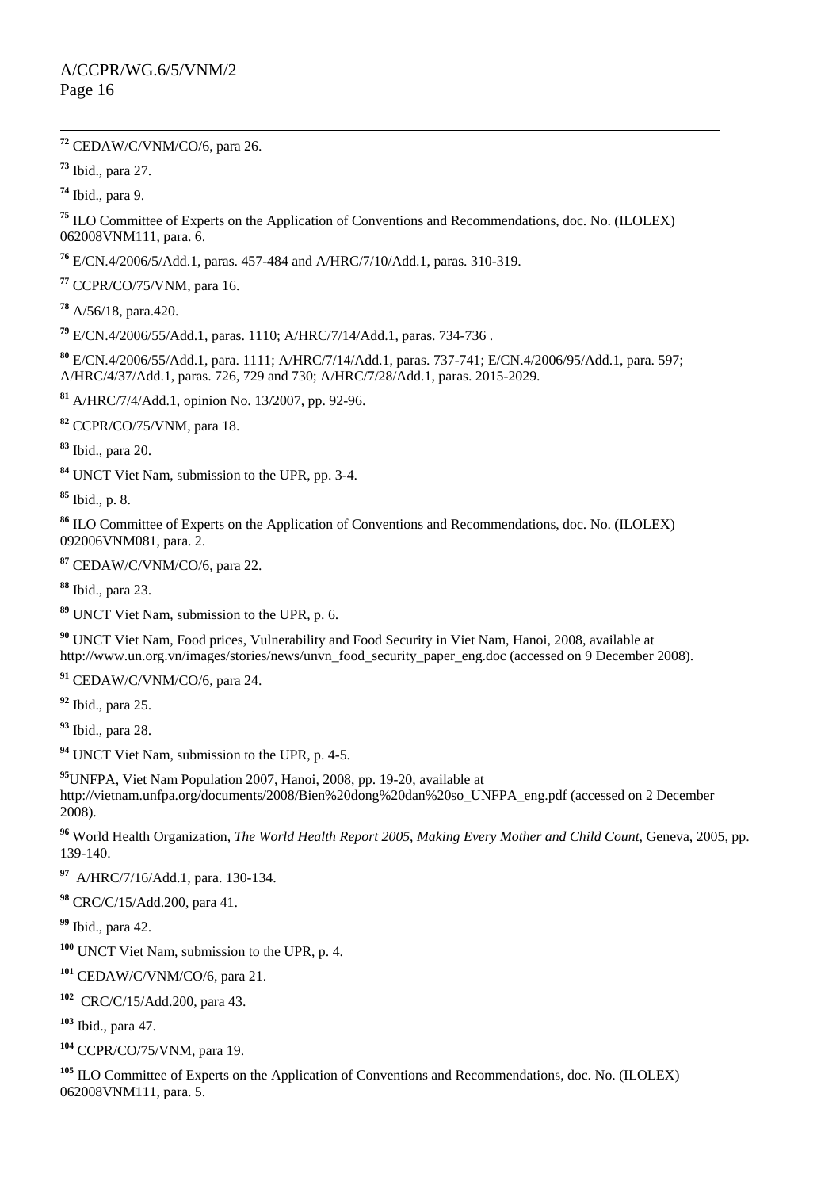[72] CEDAW/C/VNM/CO/6, para 26.

[73] Ibid., para 27.

[74] Ibid., para 9.

[75] ILO Committee of Experts on the Application of Conventions and Recommendations, doc. No. (ILOLEX) 062008VNM111, para. 6.

[76] E/CN.4/2006/5/Add.1, paras. 457-484 and A/HRC/7/10/Add.1, paras. 310-319.

[77] CCPR/CO/75/VNM, para 16.

[78] A/56/18, para.420.

[79] E/CN.4/2006/55/Add.1, paras. 1110; A/HRC/7/14/Add.1, paras. 734-736 .

[80] E/CN.4/2006/55/Add.1, para. 1111; A/HRC/7/14/Add.1, paras. 737-741; E/CN.4/2006/95/Add.1, para. 597; A/HRC/4/37/Add.1, paras. 726, 729 and 730; A/HRC/7/28/Add.1, paras. 2015-2029.

[81] A/HRC/7/4/Add.1, opinion No. 13/2007, pp. 92-96.

[82] CCPR/CO/75/VNM, para 18.

[83] Ibid., para 20.

[84] UNCT Viet Nam, submission to the UPR, pp. 3-4.

[85] Ibid., p. 8.

[86] ILO Committee of Experts on the Application of Conventions and Recommendations, doc. No. (ILOLEX) 092006VNM081, para. 2.

[87] CEDAW/C/VNM/CO/6, para 22.

[88] Ibid., para 23.

[89] UNCT Viet Nam, submission to the UPR, p. 6.

[90] UNCT Viet Nam, Food prices, Vulnerability and Food Security in Viet Nam, Hanoi, 2008, available at http://www.un.org.vn/images/stories/news/unvn_food_security_paper_eng.doc (accessed on 9 December 2008).

[91] CEDAW/C/VNM/CO/6, para 24.

[92] Ibid., para 25.

[93] Ibid., para 28.

[94] UNCT Viet Nam, submission to the UPR, p. 4-5.

[95]UNFPA, Viet Nam Population 2007, Hanoi, 2008, pp. 19-20, available at http://vietnam.unfpa.org/documents/2008/Bien%20dong%20dan%20so_UNFPA_eng.pdf (accessed on 2 December 2008).

[96] World Health Organization, *The World Health Report 2005, Making Every Mother and Child Count*, Geneva, 2005, pp. 139-140.

[97] A/HRC/7/16/Add.1, para. 130-134.

[98] CRC/C/15/Add.200, para 41.

[99] Ibid., para 42.

[100] UNCT Viet Nam, submission to the UPR, p. 4.

[101] CEDAW/C/VNM/CO/6, para 21.

[102] CRC/C/15/Add.200, para 43.

[103] Ibid., para 47.

[104] CCPR/CO/75/VNM, para 19.

[105] ILO Committee of Experts on the Application of Conventions and Recommendations, doc. No. (ILOLEX) 062008VNM111, para. 5.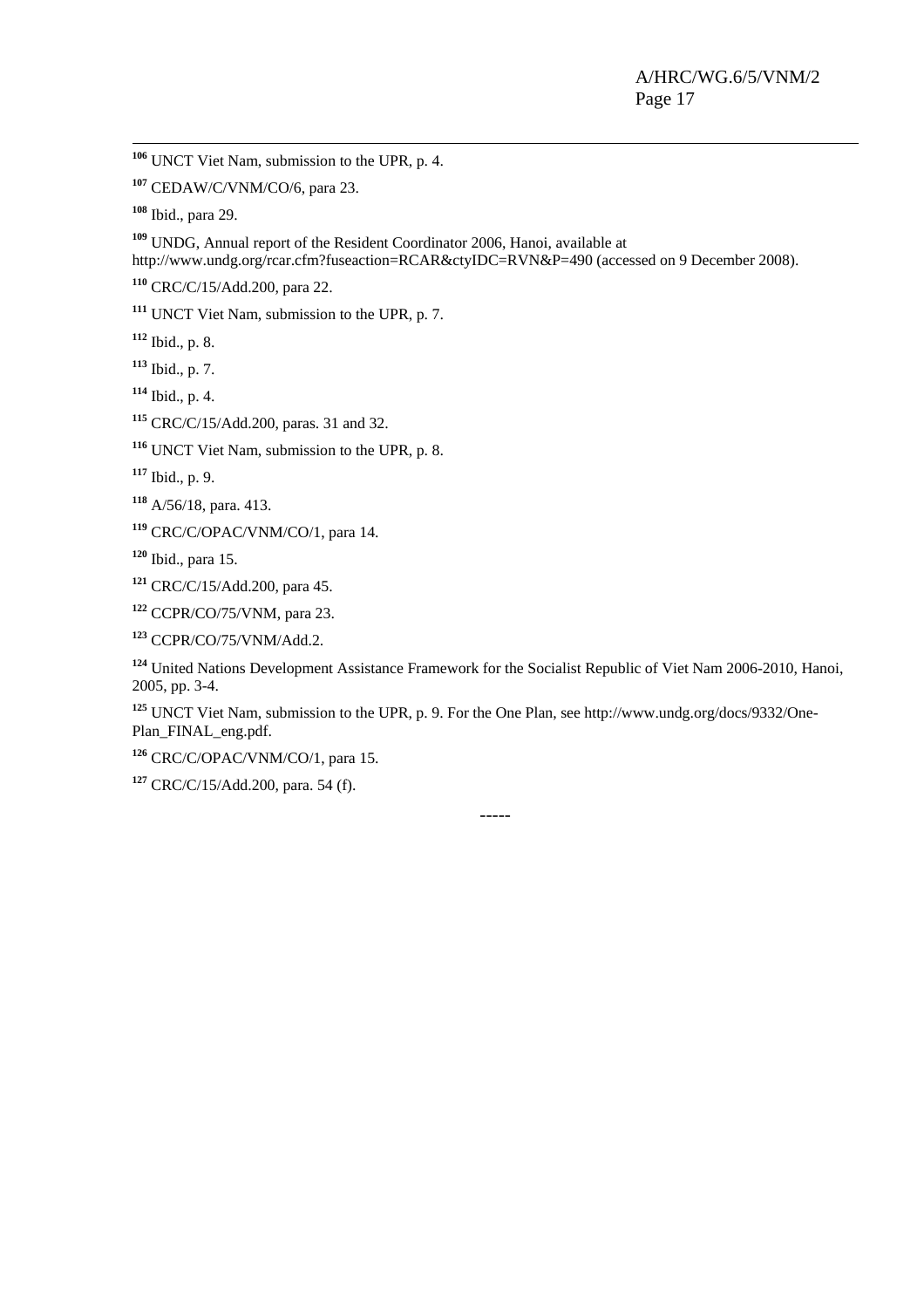[106] UNCT Viet Nam, submission to the UPR, p. 4.

[107] CEDAW/C/VNM/CO/6, para 23.

[108] Ibid., para 29.

[109] UNDG, Annual report of the Resident Coordinator 2006, Hanoi, available at http://www.undg.org/rcar.cfm?fuseaction=RCAR&ctyIDC=RVN&P=490 (accessed on 9 December 2008).

[110] CRC/C/15/Add.200, para 22.

[111] UNCT Viet Nam, submission to the UPR, p. 7.

[112] Ibid., p. 8.

[113] Ibid., p. 7.

[114] Ibid., p. 4.

[115] CRC/C/15/Add.200, paras. 31 and 32.

[116] UNCT Viet Nam, submission to the UPR, p. 8.

[117] Ibid., p. 9.

[118] A/56/18, para. 413.

[119] CRC/C/OPAC/VNM/CO/1, para 14.

[120] Ibid., para 15.

[121] CRC/C/15/Add.200, para 45.

[122] CCPR/CO/75/VNM, para 23.

[123] CCPR/CO/75/VNM/Add.2.

[124] United Nations Development Assistance Framework for the Socialist Republic of Viet Nam 2006-2010, Hanoi, 2005, pp. 3-4.

[125] UNCT Viet Nam, submission to the UPR, p. 9. For the One Plan, see http://www.undg.org/docs/9332/One-Plan_FINAL_eng.pdf.

[126] CRC/C/OPAC/VNM/CO/1, para 15.

[127] CRC/C/15/Add.200, para. 54 (f).

-----